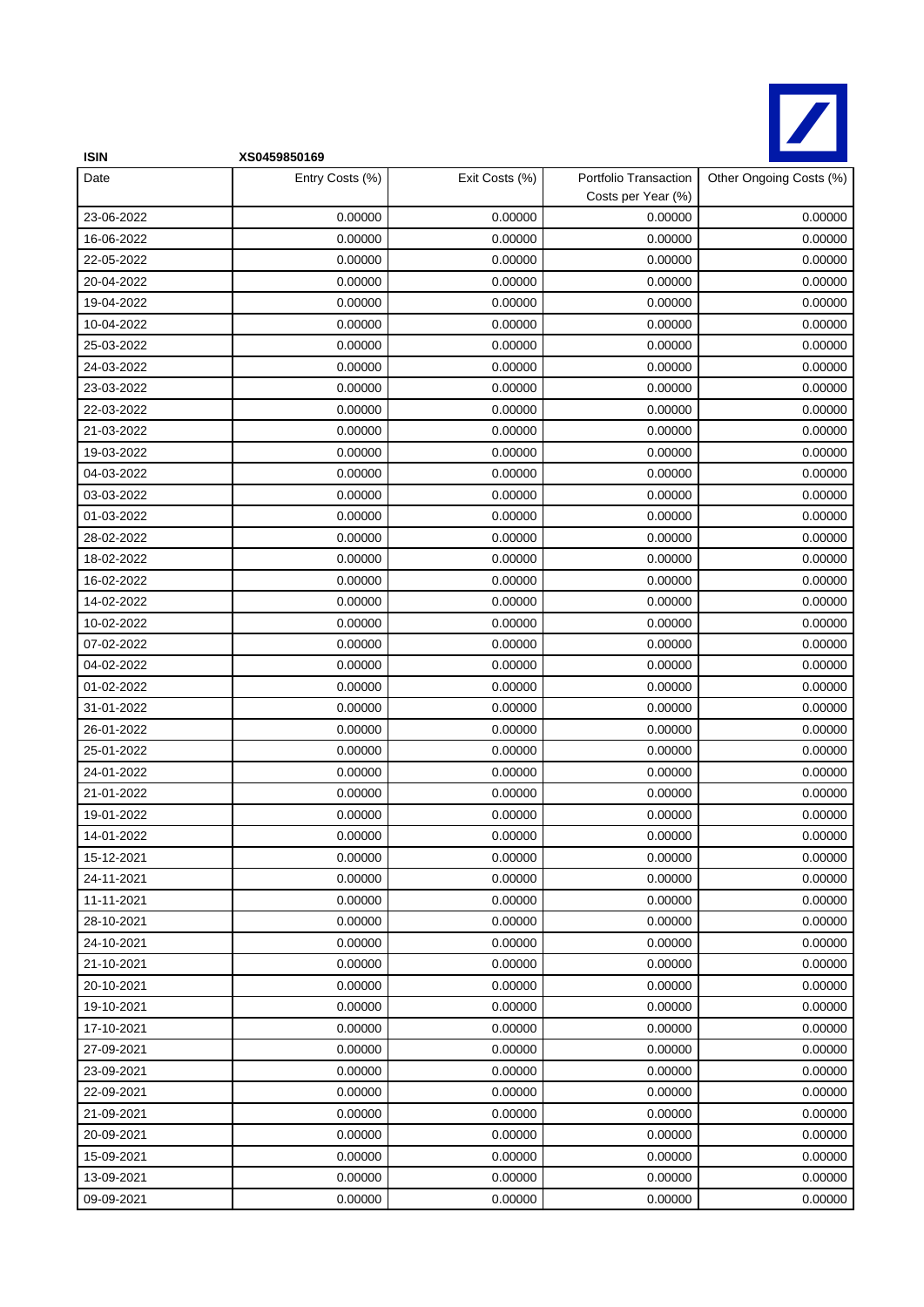**ISIN** **XS0459850169**

| Date | Entry Costs (%) | Exit Costs (%) | Portfolio Transaction Costs per Year (%) | Other Ongoing Costs (%) |
|---|---|---|---|---|
| 23-06-2022 | 0.00000 | 0.00000 | 0.00000 | 0.00000 |
| 16-06-2022 | 0.00000 | 0.00000 | 0.00000 | 0.00000 |
| 22-05-2022 | 0.00000 | 0.00000 | 0.00000 | 0.00000 |
| 20-04-2022 | 0.00000 | 0.00000 | 0.00000 | 0.00000 |
| 19-04-2022 | 0.00000 | 0.00000 | 0.00000 | 0.00000 |
| 10-04-2022 | 0.00000 | 0.00000 | 0.00000 | 0.00000 |
| 25-03-2022 | 0.00000 | 0.00000 | 0.00000 | 0.00000 |
| 24-03-2022 | 0.00000 | 0.00000 | 0.00000 | 0.00000 |
| 23-03-2022 | 0.00000 | 0.00000 | 0.00000 | 0.00000 |
| 22-03-2022 | 0.00000 | 0.00000 | 0.00000 | 0.00000 |
| 21-03-2022 | 0.00000 | 0.00000 | 0.00000 | 0.00000 |
| 19-03-2022 | 0.00000 | 0.00000 | 0.00000 | 0.00000 |
| 04-03-2022 | 0.00000 | 0.00000 | 0.00000 | 0.00000 |
| 03-03-2022 | 0.00000 | 0.00000 | 0.00000 | 0.00000 |
| 01-03-2022 | 0.00000 | 0.00000 | 0.00000 | 0.00000 |
| 28-02-2022 | 0.00000 | 0.00000 | 0.00000 | 0.00000 |
| 18-02-2022 | 0.00000 | 0.00000 | 0.00000 | 0.00000 |
| 16-02-2022 | 0.00000 | 0.00000 | 0.00000 | 0.00000 |
| 14-02-2022 | 0.00000 | 0.00000 | 0.00000 | 0.00000 |
| 10-02-2022 | 0.00000 | 0.00000 | 0.00000 | 0.00000 |
| 07-02-2022 | 0.00000 | 0.00000 | 0.00000 | 0.00000 |
| 04-02-2022 | 0.00000 | 0.00000 | 0.00000 | 0.00000 |
| 01-02-2022 | 0.00000 | 0.00000 | 0.00000 | 0.00000 |
| 31-01-2022 | 0.00000 | 0.00000 | 0.00000 | 0.00000 |
| 26-01-2022 | 0.00000 | 0.00000 | 0.00000 | 0.00000 |
| 25-01-2022 | 0.00000 | 0.00000 | 0.00000 | 0.00000 |
| 24-01-2022 | 0.00000 | 0.00000 | 0.00000 | 0.00000 |
| 21-01-2022 | 0.00000 | 0.00000 | 0.00000 | 0.00000 |
| 19-01-2022 | 0.00000 | 0.00000 | 0.00000 | 0.00000 |
| 14-01-2022 | 0.00000 | 0.00000 | 0.00000 | 0.00000 |
| 15-12-2021 | 0.00000 | 0.00000 | 0.00000 | 0.00000 |
| 24-11-2021 | 0.00000 | 0.00000 | 0.00000 | 0.00000 |
| 11-11-2021 | 0.00000 | 0.00000 | 0.00000 | 0.00000 |
| 28-10-2021 | 0.00000 | 0.00000 | 0.00000 | 0.00000 |
| 24-10-2021 | 0.00000 | 0.00000 | 0.00000 | 0.00000 |
| 21-10-2021 | 0.00000 | 0.00000 | 0.00000 | 0.00000 |
| 20-10-2021 | 0.00000 | 0.00000 | 0.00000 | 0.00000 |
| 19-10-2021 | 0.00000 | 0.00000 | 0.00000 | 0.00000 |
| 17-10-2021 | 0.00000 | 0.00000 | 0.00000 | 0.00000 |
| 27-09-2021 | 0.00000 | 0.00000 | 0.00000 | 0.00000 |
| 23-09-2021 | 0.00000 | 0.00000 | 0.00000 | 0.00000 |
| 22-09-2021 | 0.00000 | 0.00000 | 0.00000 | 0.00000 |
| 21-09-2021 | 0.00000 | 0.00000 | 0.00000 | 0.00000 |
| 20-09-2021 | 0.00000 | 0.00000 | 0.00000 | 0.00000 |
| 15-09-2021 | 0.00000 | 0.00000 | 0.00000 | 0.00000 |
| 13-09-2021 | 0.00000 | 0.00000 | 0.00000 | 0.00000 |
| 09-09-2021 | 0.00000 | 0.00000 | 0.00000 | 0.00000 |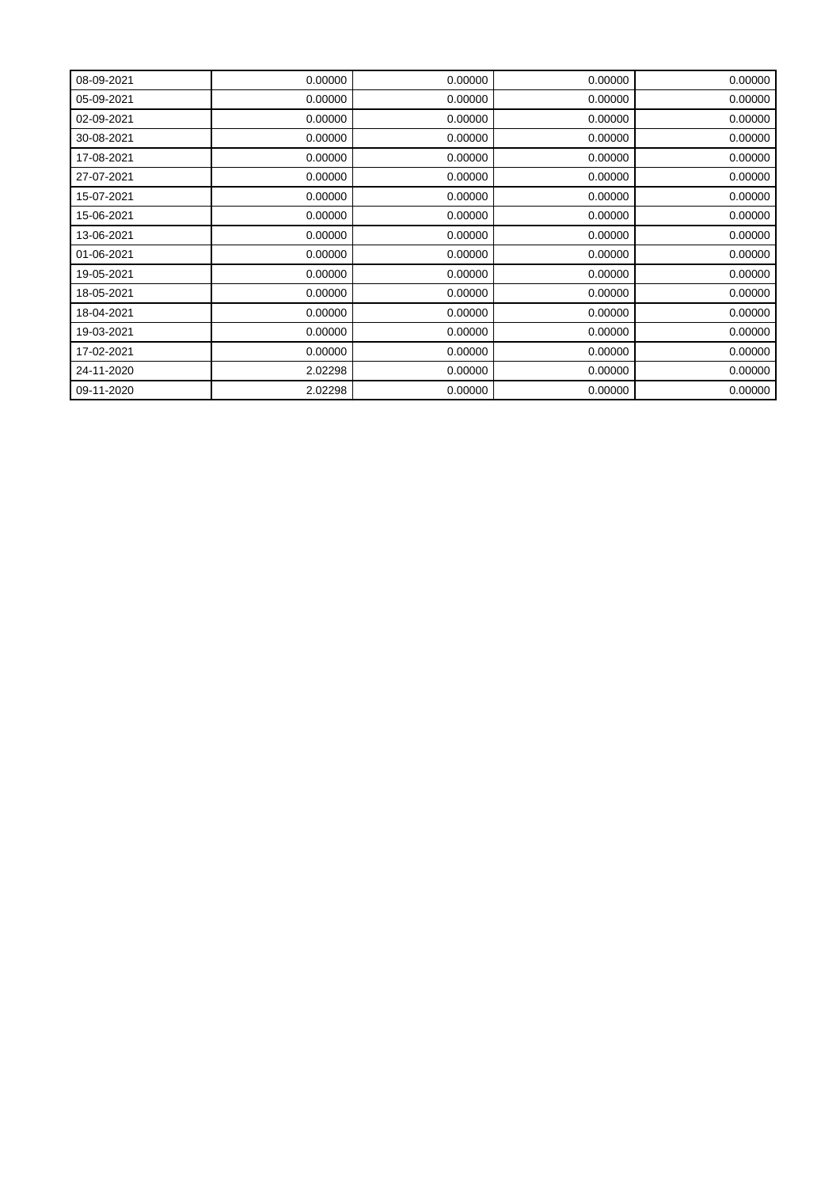| | | | | |
|---|---|---|---|---|
| 08-09-2021 | 0.00000 | 0.00000 | 0.00000 | 0.00000 |
| 05-09-2021 | 0.00000 | 0.00000 | 0.00000 | 0.00000 |
| 02-09-2021 | 0.00000 | 0.00000 | 0.00000 | 0.00000 |
| 30-08-2021 | 0.00000 | 0.00000 | 0.00000 | 0.00000 |
| 17-08-2021 | 0.00000 | 0.00000 | 0.00000 | 0.00000 |
| 27-07-2021 | 0.00000 | 0.00000 | 0.00000 | 0.00000 |
| 15-07-2021 | 0.00000 | 0.00000 | 0.00000 | 0.00000 |
| 15-06-2021 | 0.00000 | 0.00000 | 0.00000 | 0.00000 |
| 13-06-2021 | 0.00000 | 0.00000 | 0.00000 | 0.00000 |
| 01-06-2021 | 0.00000 | 0.00000 | 0.00000 | 0.00000 |
| 19-05-2021 | 0.00000 | 0.00000 | 0.00000 | 0.00000 |
| 18-05-2021 | 0.00000 | 0.00000 | 0.00000 | 0.00000 |
| 18-04-2021 | 0.00000 | 0.00000 | 0.00000 | 0.00000 |
| 19-03-2021 | 0.00000 | 0.00000 | 0.00000 | 0.00000 |
| 17-02-2021 | 0.00000 | 0.00000 | 0.00000 | 0.00000 |
| 24-11-2020 | 2.02298 | 0.00000 | 0.00000 | 0.00000 |
| 09-11-2020 | 2.02298 | 0.00000 | 0.00000 | 0.00000 |